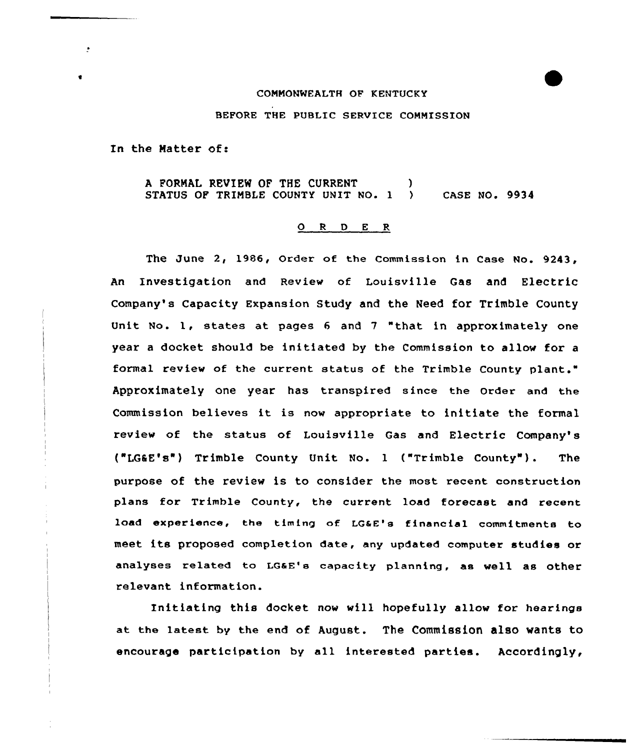COMMONWEALTH OF KENTUCKY

BEFORE THE PUBLIC SERVICE COMMISSION

In the Matter of:

A FORMAL REVIEW OF THE CURRENT ) STATUS OF TRIMBLE COUNTY UNIT NO. 1 ) CASE NO. 9934

O R D E R

The June 2, 1986, Order of the Commission in Case No. 9243, An Investigation and Review of Louisville Gas and Electric Company's Capacity Expansion Study and the Need for Trimble County Unit No. 1, states at pages 6 and 7 "that in approximately one year a docket should be initiated by the Commission to allow for a formal review of the current status of the Trimble County plant." Approximately one year has transpired since the Order and the Commission believes it is now appropriate to initiate the formal review of the status of Louisville Gas and Electric Company's ("LG&E's") Trimble County Unit No. 1 ("Trimble County"). The purpose of the review is to consider the most recent construction plans for Trimble County, the current load forecast and recent load experience, the timing of LG&E's financial commitments to meet its proposed completion date, any updated computer studies or analyses related to LG&E's capacity planning, as well as other relevant information.

Initiating this docket now will hopefully allow for hearings at the latest by the end of August. The Commission also wants to encourage participation by all interested parties. Accordingly,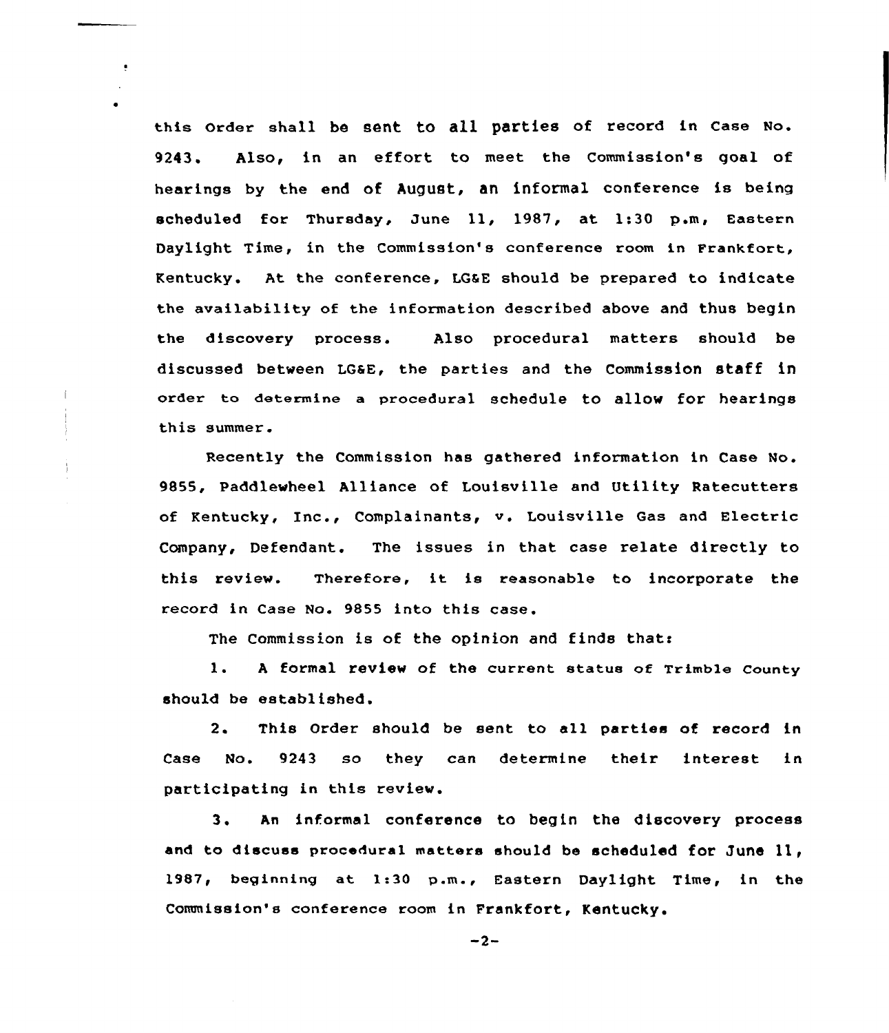this Order shall be sent to all parties of record in Case No. 9243. Also, in an effort to meet the Commission's goal of hearings by the end of August, an informal conference is being scheduled for Thursday, June 11, 1987, at 1:30 p.m, Eastern Daylight Time, in the Commission's conference room in Frankfort, Kentucky. At the conference, LG&E should be prepared to indicate the availability of the information described above and thus begin the discovery process. Also procedural matters should be discussed between LG&E, the parties and the Commission staff in order to determine a procedural schedule to allow for hearings this summer.

Recently the Commission has gathered information in Case No. 9855, Paddlewheel Alliance of Louisville and Utility Ratecutters of Kentucky, Inc., Complainants, v. Louisville Gas and Electric Company, Defendant. The issues in that case relate directly to this review. Therefore, it is reasonable to incorporate the record in Case No. 9855 into this case.

The Commission is of the opinion and finds that:

1. A formal review of the current status of Trimble County should be established.

2. This Order should be sent to all parties of record in Case No. 9243 so they can determine their interest in participating in this review.

3. An informal conference to begin the discovery process and to discuss procedural matters should be scheduled for June 11, 1987, beginning at 1:30 p.m., Eastern Daylight Time, in the Commission's conference room in Frankfort, Kentucky.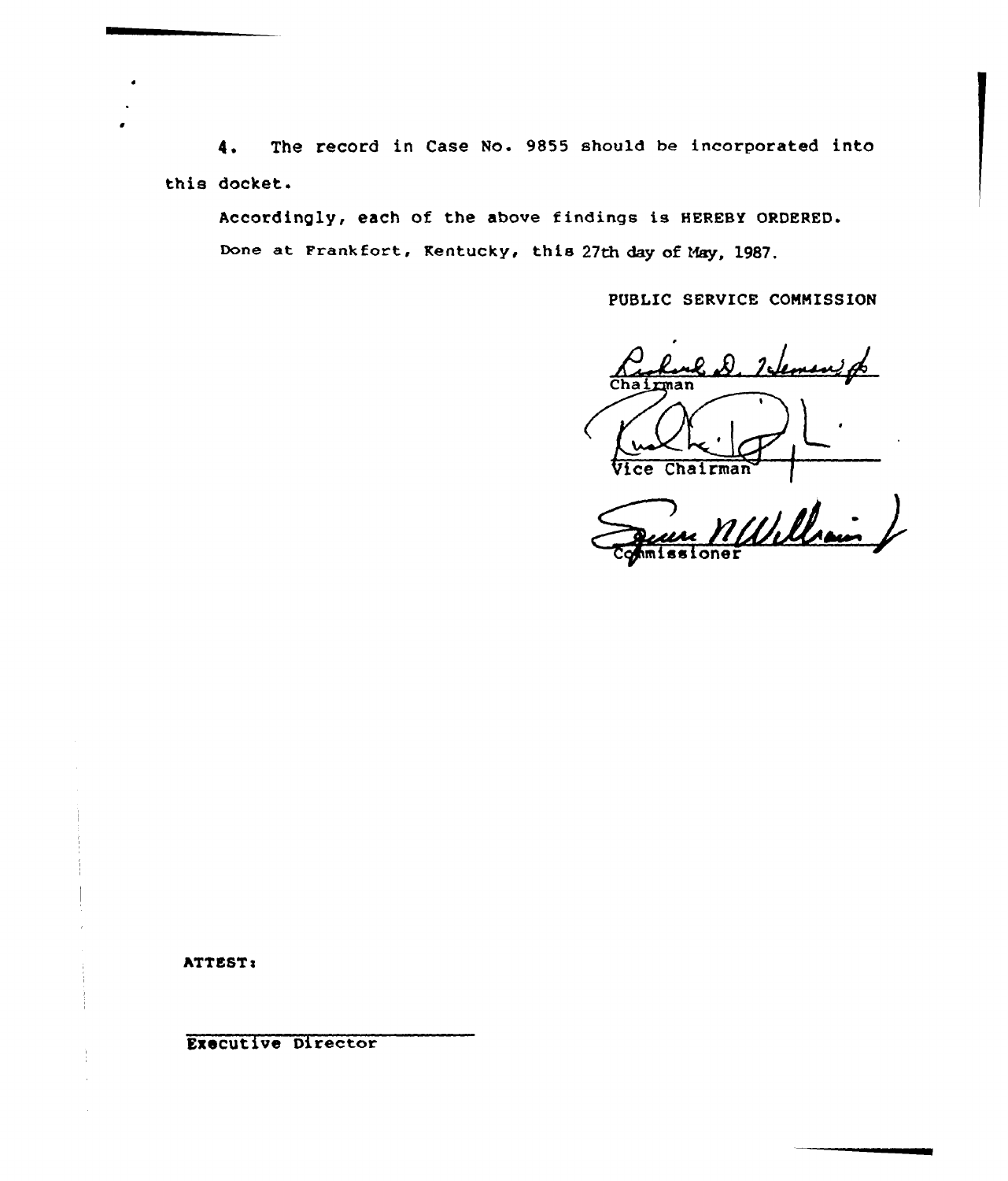4. The record in Case No. 9855 should be incorporated into this docket.

Accordingly, each of the above findings is HEREBY ORDERED.

Done at Frankfort, Kentucky, this 27th day of May, 1987.

PUBLIC SERVICE COMMISSION

Chairman

Vice Chairman

Commissioner

ATTEST:

Executive Director